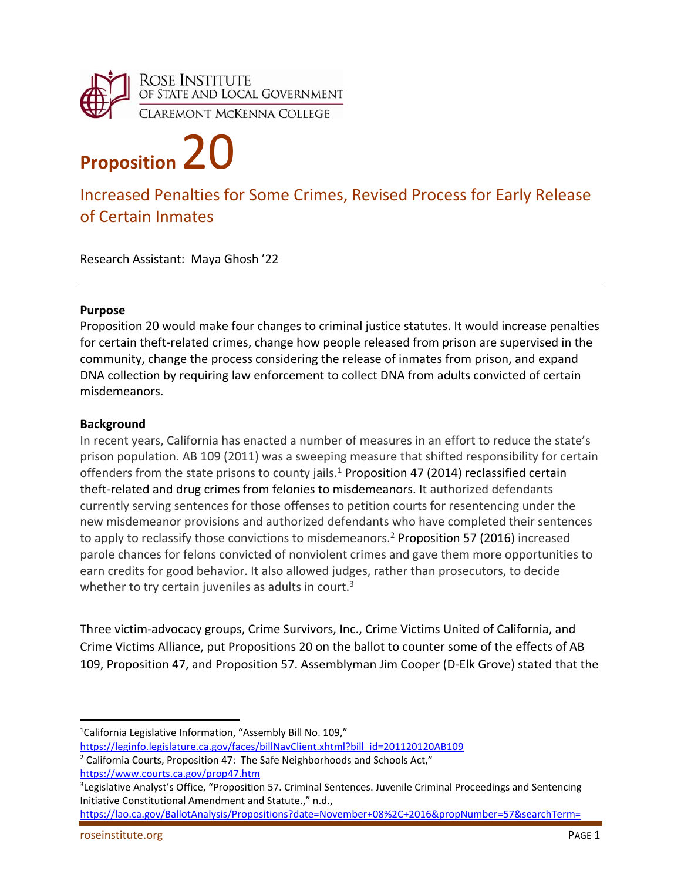ROSE INSTITUTE
OF STATE AND LOCAL GOVERNMENT
CLAREMONT MCKENNA COLLEGE

# Proposition 20

## Increased Penalties for Some Crimes, Revised Process for Early Release of Certain Inmates

Research Assistant: Maya Ghosh '22

---

**Purpose**

Proposition 20 would make four changes to criminal justice statutes. It would increase penalties for certain theft-related crimes, change how people released from prison are supervised in the community, change the process considering the release of inmates from prison, and expand DNA collection by requiring law enforcement to collect DNA from adults convicted of certain misdemeanors.

**Background**

In recent years, California has enacted a number of measures in an effort to reduce the state's prison population. AB 109 (2011) was a sweeping measure that shifted responsibility for certain offenders from the state prisons to county jails.[1] Proposition 47 (2014) reclassified certain theft-related and drug crimes from felonies to misdemeanors. It authorized defendants currently serving sentences for those offenses to petition courts for resentencing under the new misdemeanor provisions and authorized defendants who have completed their sentences to apply to reclassify those convictions to misdemeanors.[2] Proposition 57 (2016) increased parole chances for felons convicted of nonviolent crimes and gave them more opportunities to earn credits for good behavior. It also allowed judges, rather than prosecutors, to decide whether to try certain juveniles as adults in court.[3]

Three victim-advocacy groups, Crime Survivors, Inc., Crime Victims United of California, and Crime Victims Alliance, put Propositions 20 on the ballot to counter some of the effects of AB 109, Proposition 47, and Proposition 57. Assemblyman Jim Cooper (D-Elk Grove) stated that the

---

[1] California Legislative Information, "Assembly Bill No. 109," https://leginfo.legislature.ca.gov/faces/billNavClient.xhtml?bill_id=201120120AB109

[2] California Courts, Proposition 47: The Safe Neighborhoods and Schools Act," https://www.courts.ca.gov/prop47.htm

[3] Legislative Analyst's Office, "Proposition 57. Criminal Sentences. Juvenile Criminal Proceedings and Sentencing Initiative Constitutional Amendment and Statute.," n.d., https://lao.ca.gov/BallotAnalysis/Propositions?date=November+08%2C+2016&propNumber=57&searchTerm=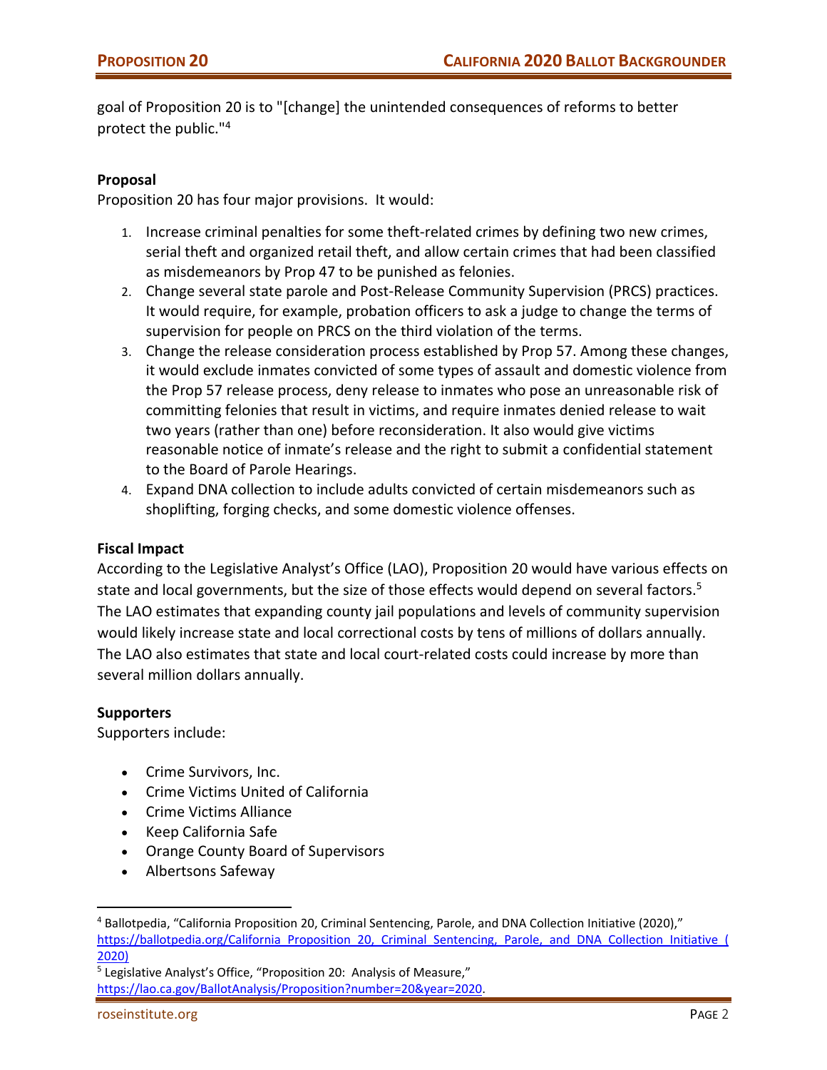goal of Proposition 20 is to "[change] the unintended consequences of reforms to better protect the public."[4]

**Proposal**

Proposition 20 has four major provisions. It would:

1. Increase criminal penalties for some theft-related crimes by defining two new crimes, serial theft and organized retail theft, and allow certain crimes that had been classified as misdemeanors by Prop 47 to be punished as felonies.
2. Change several state parole and Post-Release Community Supervision (PRCS) practices. It would require, for example, probation officers to ask a judge to change the terms of supervision for people on PRCS on the third violation of the terms.
3. Change the release consideration process established by Prop 57. Among these changes, it would exclude inmates convicted of some types of assault and domestic violence from the Prop 57 release process, deny release to inmates who pose an unreasonable risk of committing felonies that result in victims, and require inmates denied release to wait two years (rather than one) before reconsideration. It also would give victims reasonable notice of inmate's release and the right to submit a confidential statement to the Board of Parole Hearings.
4. Expand DNA collection to include adults convicted of certain misdemeanors such as shoplifting, forging checks, and some domestic violence offenses.

**Fiscal Impact**

According to the Legislative Analyst's Office (LAO), Proposition 20 would have various effects on state and local governments, but the size of those effects would depend on several factors.[5] The LAO estimates that expanding county jail populations and levels of community supervision would likely increase state and local correctional costs by tens of millions of dollars annually. The LAO also estimates that state and local court-related costs could increase by more than several million dollars annually.

**Supporters**

Supporters include:

- Crime Survivors, Inc.
- Crime Victims United of California
- Crime Victims Alliance
- Keep California Safe
- Orange County Board of Supervisors
- Albertsons Safeway

---

[4] Ballotpedia, "California Proposition 20, Criminal Sentencing, Parole, and DNA Collection Initiative (2020)," https://ballotpedia.org/California_Proposition_20,_Criminal_Sentencing,_Parole,_and_DNA_Collection_Initiative_(2020)

[5] Legislative Analyst's Office, "Proposition 20: Analysis of Measure," https://lao.ca.gov/BallotAnalysis/Proposition?number=20&year=2020.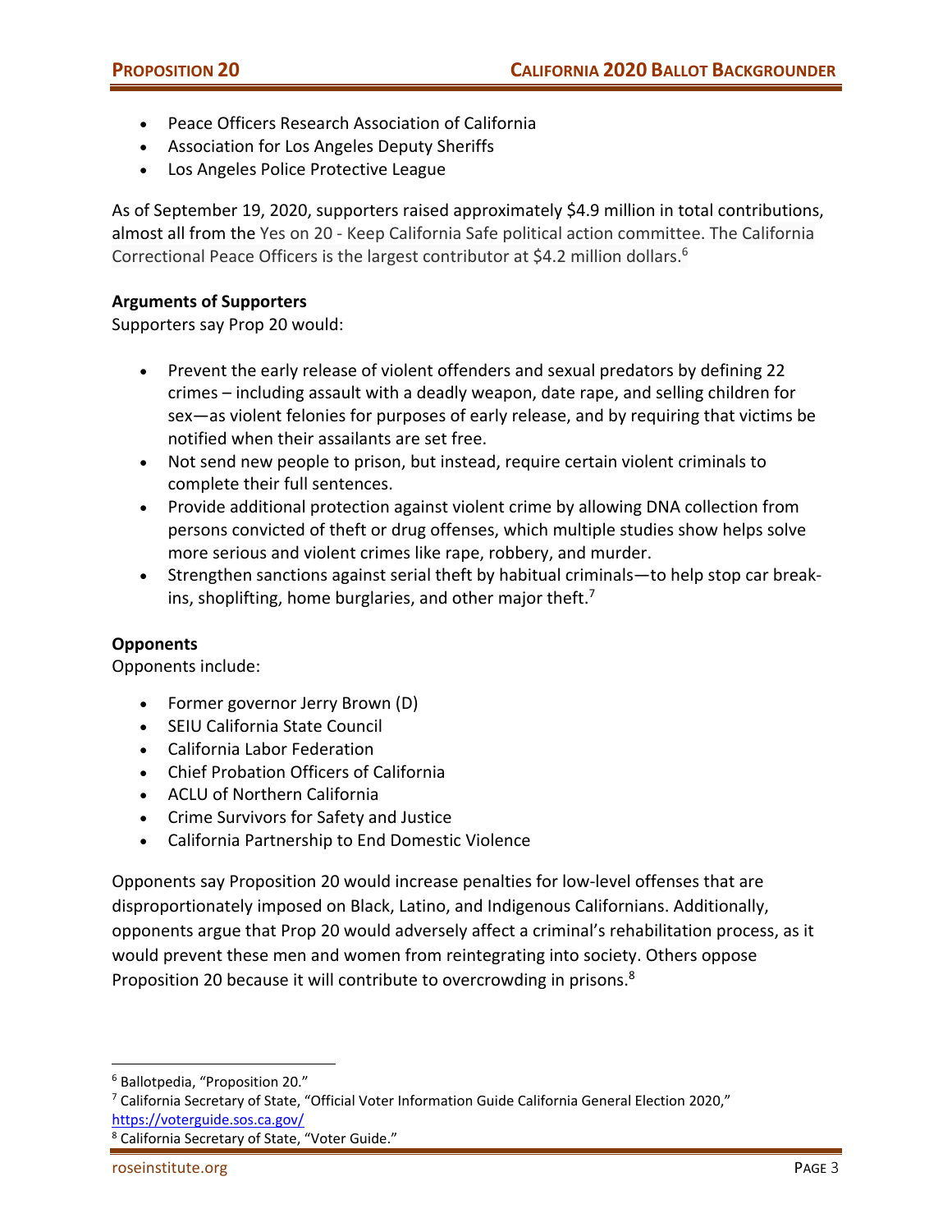- Peace Officers Research Association of California
- Association for Los Angeles Deputy Sheriffs
- Los Angeles Police Protective League

As of September 19, 2020, supporters raised approximately $4.9 million in total contributions, almost all from the Yes on 20 - Keep California Safe political action committee. The California Correctional Peace Officers is the largest contributor at $4.2 million dollars.[6]

**Arguments of Supporters**

Supporters say Prop 20 would:

- Prevent the early release of violent offenders and sexual predators by defining 22 crimes – including assault with a deadly weapon, date rape, and selling children for sex—as violent felonies for purposes of early release, and by requiring that victims be notified when their assailants are set free.
- Not send new people to prison, but instead, require certain violent criminals to complete their full sentences.
- Provide additional protection against violent crime by allowing DNA collection from persons convicted of theft or drug offenses, which multiple studies show helps solve more serious and violent crimes like rape, robbery, and murder.
- Strengthen sanctions against serial theft by habitual criminals—to help stop car break-ins, shoplifting, home burglaries, and other major theft.[7]

**Opponents**

Opponents include:

- Former governor Jerry Brown (D)
- SEIU California State Council
- California Labor Federation
- Chief Probation Officers of California
- ACLU of Northern California
- Crime Survivors for Safety and Justice
- California Partnership to End Domestic Violence

Opponents say Proposition 20 would increase penalties for low-level offenses that are disproportionately imposed on Black, Latino, and Indigenous Californians. Additionally, opponents argue that Prop 20 would adversely affect a criminal's rehabilitation process, as it would prevent these men and women from reintegrating into society. Others oppose Proposition 20 because it will contribute to overcrowding in prisons.[8]

---

[6] Ballotpedia, "Proposition 20."

[7] California Secretary of State, "Official Voter Information Guide California General Election 2020," https://voterguide.sos.ca.gov/

[8] California Secretary of State, "Voter Guide."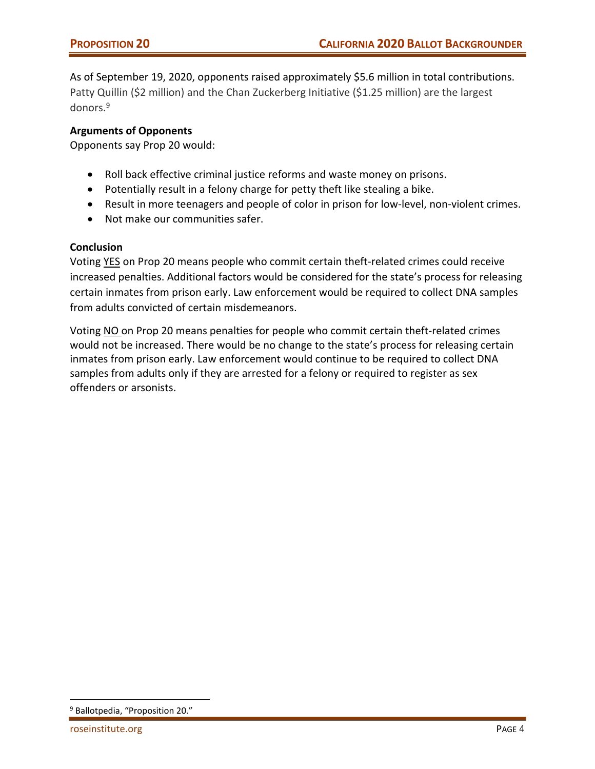As of September 19, 2020, opponents raised approximately $5.6 million in total contributions. Patty Quillin ($2 million) and the Chan Zuckerberg Initiative ($1.25 million) are the largest donors.[9]

**Arguments of Opponents**

Opponents say Prop 20 would:

- Roll back effective criminal justice reforms and waste money on prisons.
- Potentially result in a felony charge for petty theft like stealing a bike.
- Result in more teenagers and people of color in prison for low-level, non-violent crimes.
- Not make our communities safer.

**Conclusion**

Voting <u>YES</u> on Prop 20 means people who commit certain theft-related crimes could receive increased penalties. Additional factors would be considered for the state's process for releasing certain inmates from prison early. Law enforcement would be required to collect DNA samples from adults convicted of certain misdemeanors.

Voting <u>NO</u> on Prop 20 means penalties for people who commit certain theft-related crimes would not be increased. There would be no change to the state's process for releasing certain inmates from prison early. Law enforcement would continue to be required to collect DNA samples from adults only if they are arrested for a felony or required to register as sex offenders or arsonists.

---

[9] Ballotpedia, "Proposition 20."